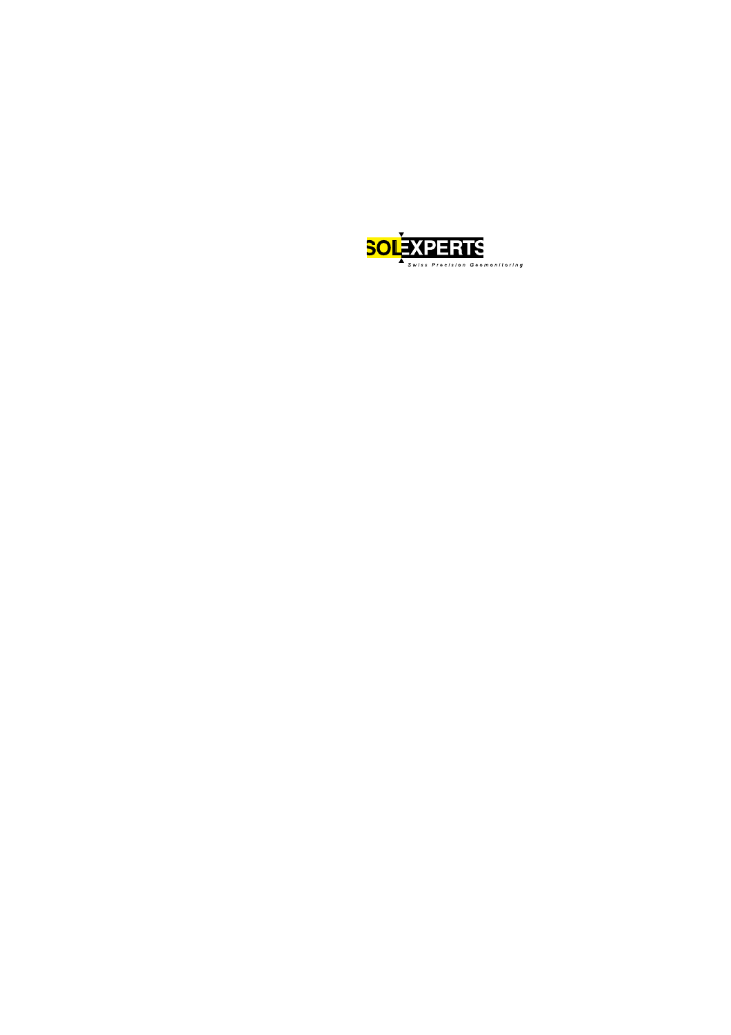SOLEXPERTS

Swiss Precision Geomonitoring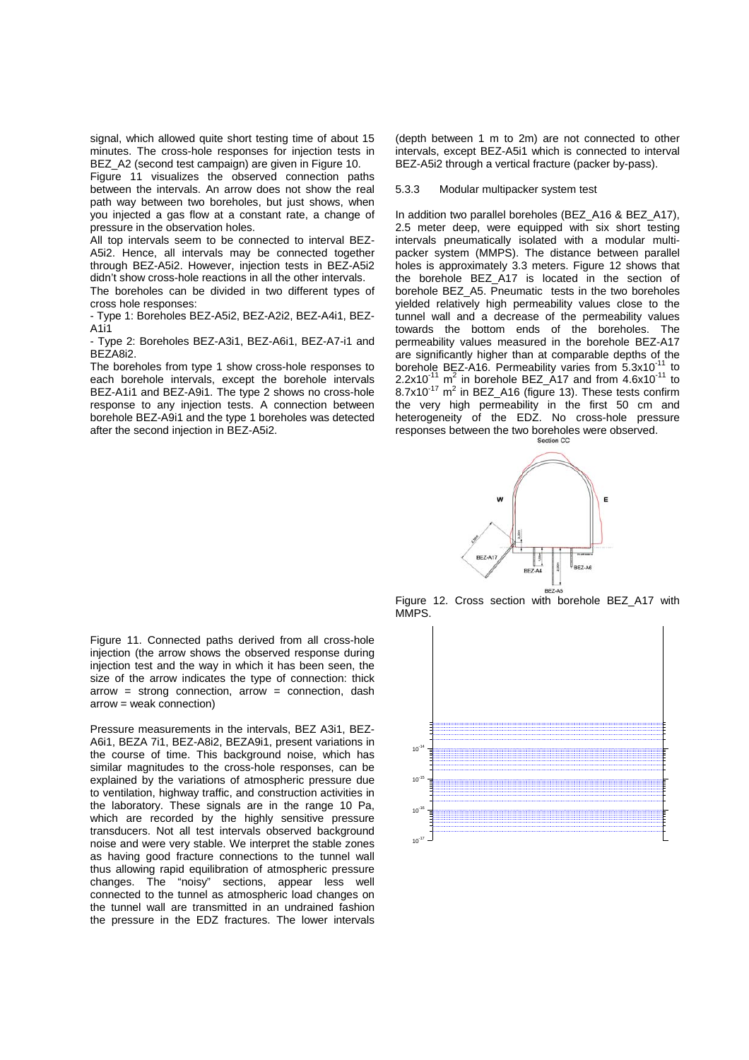signal, which allowed quite short testing time of about 15 minutes. The cross-hole responses for injection tests in BEZ_A2 (second test campaign) are given in Figure 10.

Figure 11 visualizes the observed connection paths between the intervals. An arrow does not show the real path way between two boreholes, but just shows, when you injected a gas flow at a constant rate, a change of pressure in the observation holes.

All top intervals seem to be connected to interval BEZ-A5i2. Hence, all intervals may be connected together through BEZ-A5i2. However, injection tests in BEZ-A5i2 didn't show cross-hole reactions in all the other intervals.

The boreholes can be divided in two different types of cross hole responses:

- Type 1: Boreholes BEZ-A5i2, BEZ-A2i2, BEZ-A4i1, BEZ-A1i1
- Type 2: Boreholes BEZ-A3i1, BEZ-A6i1, BEZ-A7-i1 and BEZA8i2.

The boreholes from type 1 show cross-hole responses to each borehole intervals, except the borehole intervals BEZ-A1i1 and BEZ-A9i1. The type 2 shows no cross-hole response to any injection tests. A connection between borehole BEZ-A9i1 and the type 1 boreholes was detected after the second injection in BEZ-A5i2.

Figure 11. Connected paths derived from all cross-hole injection (the arrow shows the observed response during injection test and the way in which it has been seen, the size of the arrow indicates the type of connection: thick arrow = strong connection, arrow = connection, dash arrow = weak connection)

Pressure measurements in the intervals, BEZ A3i1, BEZ-A6i1, BEZA 7i1, BEZ-A8i2, BEZA9i1, present variations in the course of time. This background noise, which has similar magnitudes to the cross-hole responses, can be explained by the variations of atmospheric pressure due to ventilation, highway traffic, and construction activities in the laboratory. These signals are in the range 10 Pa, which are recorded by the highly sensitive pressure transducers. Not all test intervals observed background noise and were very stable. We interpret the stable zones as having good fracture connections to the tunnel wall thus allowing rapid equilibration of atmospheric pressure changes. The "noisy" sections, appear less well connected to the tunnel as atmospheric load changes on the tunnel wall are transmitted in an undrained fashion the pressure in the EDZ fractures. The lower intervals (depth between 1 m to 2m) are not connected to other intervals, except BEZ-A5i1 which is connected to interval BEZ-A5i2 through a vertical fracture (packer by-pass).

### 5.3.3 Modular multipacker system test

In addition two parallel boreholes (BEZ_A16 & BEZ_A17), 2.5 meter deep, were equipped with six short testing intervals pneumatically isolated with a modular multi-packer system (MMPS). The distance between parallel holes is approximately 3.3 meters. Figure 12 shows that the borehole BEZ_A17 is located in the section of borehole BEZ_A5. Pneumatic tests in the two boreholes yielded relatively high permeability values close to the tunnel wall and a decrease of the permeability values towards the bottom ends of the boreholes. The permeability values measured in the borehole BEZ-A17 are significantly higher than at comparable depths of the borehole BEZ-A16. Permeability varies from $5.3\times10^{-11}$ to $2.2\times10^{-11}$ $m^2$ in borehole BEZ_A17 and from $4.6\times10^{-11}$ to $8.7\times10^{-17}$ $m^2$ in BEZ_A16 (figure 13). These tests confirm the very high permeability in the first 50 cm and heterogeneity of the EDZ. No cross-hole pressure responses between the two boreholes were observed.

Section CC

W

E

BEZ-A17

BEZ-A4

BEZ-A5

BEZ-A6

Figure 12. Cross section with borehole BEZ_A17 with MMPS.

$10^{-14}$

$10^{-15}$

$10^{-16}$

$10^{-17}$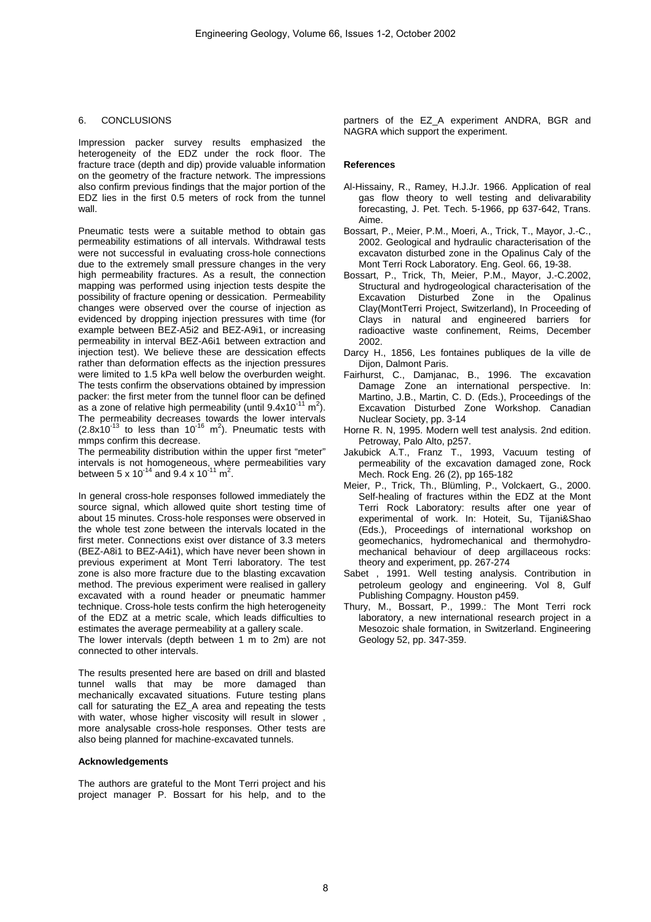## 6. CONCLUSIONS

Impression packer survey results emphasized the heterogeneity of the EDZ under the rock floor. The fracture trace (depth and dip) provide valuable information on the geometry of the fracture network. The impressions also confirm previous findings that the major portion of the EDZ lies in the first 0.5 meters of rock from the tunnel wall.

Pneumatic tests were a suitable method to obtain gas permeability estimations of all intervals. Withdrawal tests were not successful in evaluating cross-hole connections due to the extremely small pressure changes in the very high permeability fractures. As a result, the connection mapping was performed using injection tests despite the possibility of fracture opening or dessication. Permeability changes were observed over the course of injection as evidenced by dropping injection pressures with time (for example between BEZ-A5i2 and BEZ-A9i1, or increasing permeability in interval BEZ-A6i1 between extraction and injection test). We believe these are dessication effects rather than deformation effects as the injection pressures were limited to 1.5 kPa well below the overburden weight. The tests confirm the observations obtained by impression packer: the first meter from the tunnel floor can be defined as a zone of relative high permeability (until $9.4 \times 10^{-11}$ m$^2$). The permeability decreases towards the lower intervals ($2.8 \times 10^{-13}$ to less than $10^{-16}$ m$^2$). Pneumatic tests with mmps confirm this decrease.

The permeability distribution within the upper first "meter" intervals is not homogeneous, where permeabilities vary between $5 \times 10^{-14}$ and $9.4 \times 10^{-11}$ m$^2$.

In general cross-hole responses followed immediately the source signal, which allowed quite short testing time of about 15 minutes. Cross-hole responses were observed in the whole test zone between the intervals located in the first meter. Connections exist over distance of 3.3 meters (BEZ-A8i1 to BEZ-A4i1), which have never been shown in previous experiment at Mont Terri laboratory. The test zone is also more fracture due to the blasting excavation method. The previous experiment were realised in gallery excavated with a round header or pneumatic hammer technique. Cross-hole tests confirm the high heterogeneity of the EDZ at a metric scale, which leads difficulties to estimates the average permeability at a gallery scale.

The lower intervals (depth between 1 m to 2m) are not connected to other intervals.

The results presented here are based on drill and blasted tunnel walls that may be more damaged than mechanically excavated situations. Future testing plans call for saturating the EZ_A area and repeating the tests with water, whose higher viscosity will result in slower , more analysable cross-hole responses. Other tests are also being planned for machine-excavated tunnels.

**Acknowledgements**

The authors are grateful to the Mont Terri project and his project manager P. Bossart for his help, and to the partners of the EZ_A experiment ANDRA, BGR and NAGRA which support the experiment.

**References**

- Al-Hissainy, R., Ramey, H.J.Jr. 1966. Application of real gas flow theory to well testing and delivarability forecasting, J. Pet. Tech. 5-1966, pp 637-642, Trans. Aime.
- Bossart, P., Meier, P.M., Moeri, A., Trick, T., Mayor, J.-C., 2002. Geological and hydraulic characterisation of the excavaton disturbed zone in the Opalinus Caly of the Mont Terri Rock Laboratory. Eng. Geol. 66, 19-38.
- Bossart, P., Trick, Th, Meier, P.M., Mayor, J.-C.2002, Structural and hydrogeological characterisation of the Excavation Disturbed Zone in the Opalinus Clay(MontTerri Project, Switzerland), In Proceeding of Clays in natural and engineered barriers for radioactive waste confinement, Reims, December 2002.
- Darcy H., 1856, Les fontaines publiques de la ville de Dijon, Dalmont Paris.
- Fairhurst, C., Damjanac, B., 1996. The excavation Damage Zone an international perspective. In: Martino, J.B., Martin, C. D. (Eds.), Proceedings of the Excavation Disturbed Zone Workshop. Canadian Nuclear Society, pp. 3-14
- Horne R. N, 1995. Modern well test analysis. 2nd edition. Petroway, Palo Alto, p257.
- Jakubick A.T., Franz T., 1993, Vacuum testing of permeability of the excavation damaged zone, Rock Mech. Rock Eng. 26 (2), pp 165-182
- Meier, P., Trick, Th., Blümling, P., Volckaert, G., 2000. Self-healing of fractures within the EDZ at the Mont Terri Rock Laboratory: results after one year of experimental of work. In: Hoteit, Su, Tijani&Shao (Eds.), Proceedings of international workshop on geomechanics, hydromechanical and thermohydro-mechanical behaviour of deep argillaceous rocks: theory and experiment, pp. 267-274
- Sabet , 1991. Well testing analysis. Contribution in petroleum geology and engineering. Vol 8, Gulf Publishing Compagny. Houston p459.
- Thury, M., Bossart, P., 1999.: The Mont Terri rock laboratory, a new international research project in a Mesozoic shale formation, in Switzerland. Engineering Geology 52, pp. 347-359.